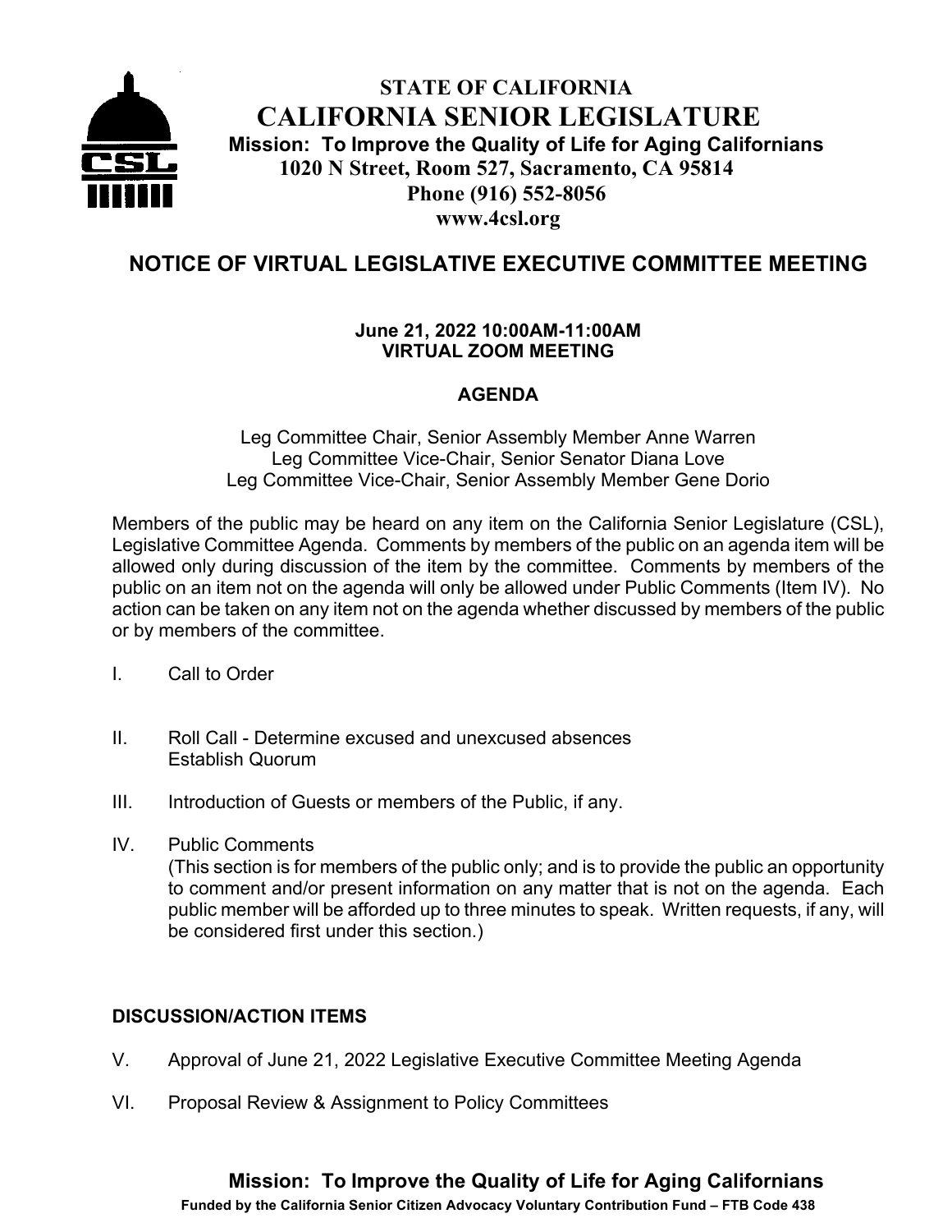# STATE OF CALIFORNIA
# CALIFORNIA SENIOR LEGISLATURE

**Mission: To Improve the Quality of Life for Aging Californians**
**1020 N Street, Room 527, Sacramento, CA 95814**
**Phone (916) 552-8056**
**www.4csl.org**

## NOTICE OF VIRTUAL LEGISLATIVE EXECUTIVE COMMITTEE MEETING

**June 21, 2022 10:00AM-11:00AM**
**VIRTUAL ZOOM MEETING**

### AGENDA

Leg Committee Chair, Senior Assembly Member Anne Warren
Leg Committee Vice-Chair, Senior Senator Diana Love
Leg Committee Vice-Chair, Senior Assembly Member Gene Dorio

Members of the public may be heard on any item on the California Senior Legislature (CSL), Legislative Committee Agenda. Comments by members of the public on an agenda item will be allowed only during discussion of the item by the committee. Comments by members of the public on an item not on the agenda will only be allowed under Public Comments (Item IV). No action can be taken on any item not on the agenda whether discussed by members of the public or by members of the committee.

I. Call to Order

II. Roll Call - Determine excused and unexcused absences
Establish Quorum

III. Introduction of Guests or members of the Public, if any.

IV. Public Comments
(This section is for members of the public only; and is to provide the public an opportunity to comment and/or present information on any matter that is not on the agenda. Each public member will be afforded up to three minutes to speak. Written requests, if any, will be considered first under this section.)

### DISCUSSION/ACTION ITEMS

V. Approval of June 21, 2022 Legislative Executive Committee Meeting Agenda

VI. Proposal Review & Assignment to Policy Committees

**Mission: To Improve the Quality of Life for Aging Californians**
**Funded by the California Senior Citizen Advocacy Voluntary Contribution Fund – FTB Code 438**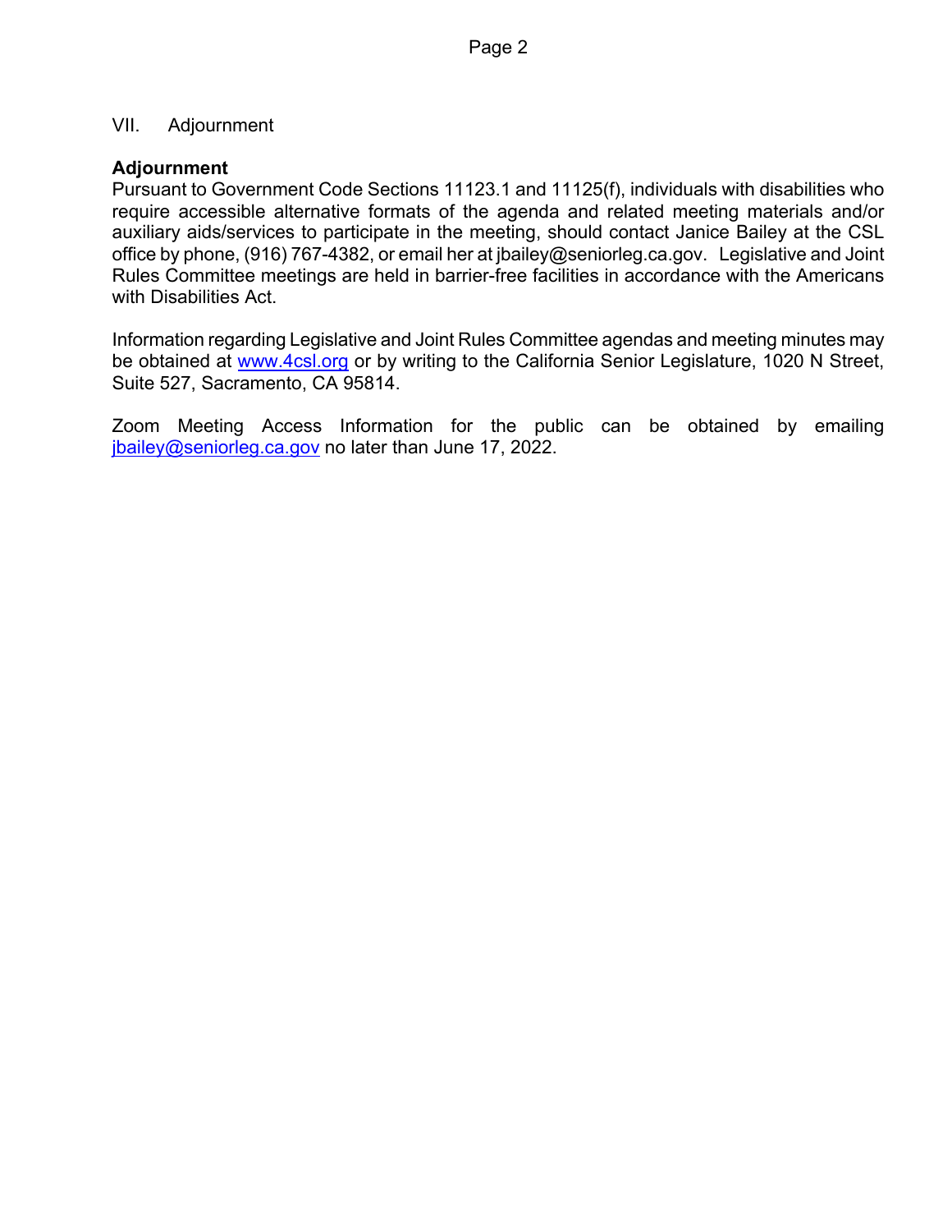VII. Adjournment

**Adjournment**
Pursuant to Government Code Sections 11123.1 and 11125(f), individuals with disabilities who require accessible alternative formats of the agenda and related meeting materials and/or auxiliary aids/services to participate in the meeting, should contact Janice Bailey at the CSL office by phone, (916) 767-4382, or email her at jbailey@seniorleg.ca.gov. Legislative and Joint Rules Committee meetings are held in barrier-free facilities in accordance with the Americans with Disabilities Act.

Information regarding Legislative and Joint Rules Committee agendas and meeting minutes may be obtained at www.4csl.org or by writing to the California Senior Legislature, 1020 N Street, Suite 527, Sacramento, CA 95814.

Zoom Meeting Access Information for the public can be obtained by emailing jbailey@seniorleg.ca.gov no later than June 17, 2022.